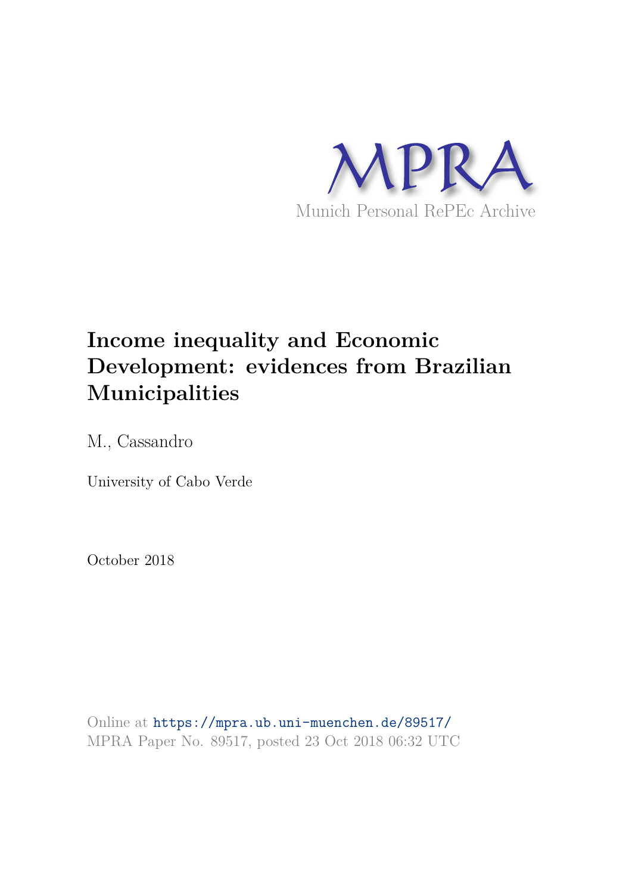MPRA

Munich Personal RePEc Archive

# Income inequality and Economic Development: evidences from Brazilian Municipalities

M., Cassandro

University of Cabo Verde

October 2018

Online at https://mpra.ub.uni-muenchen.de/89517/
MPRA Paper No. 89517, posted 23 Oct 2018 06:32 UTC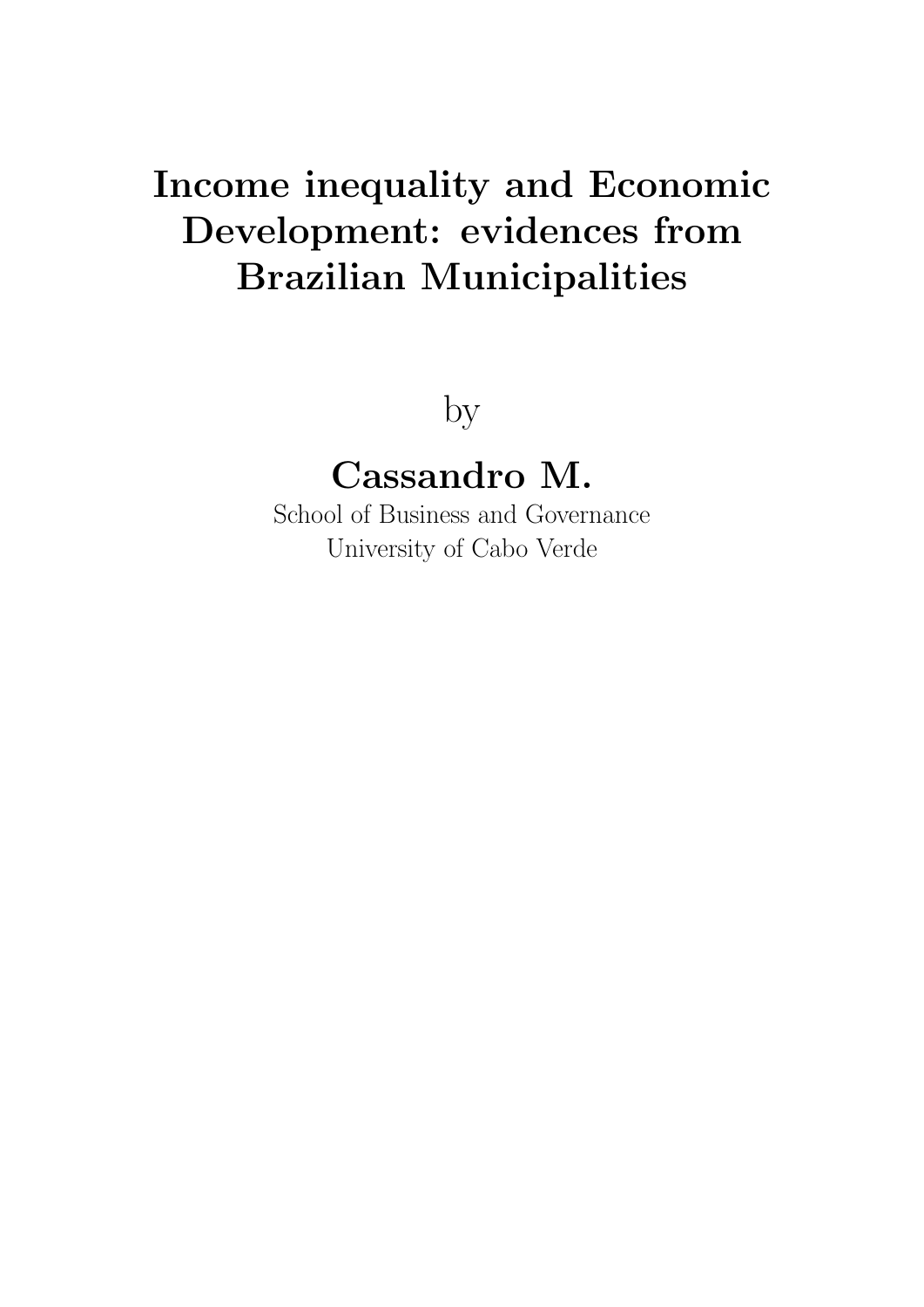# Income inequality and Economic Development: evidences from Brazilian Municipalities

by

**Cassandro M.**

School of Business and Governance

University of Cabo Verde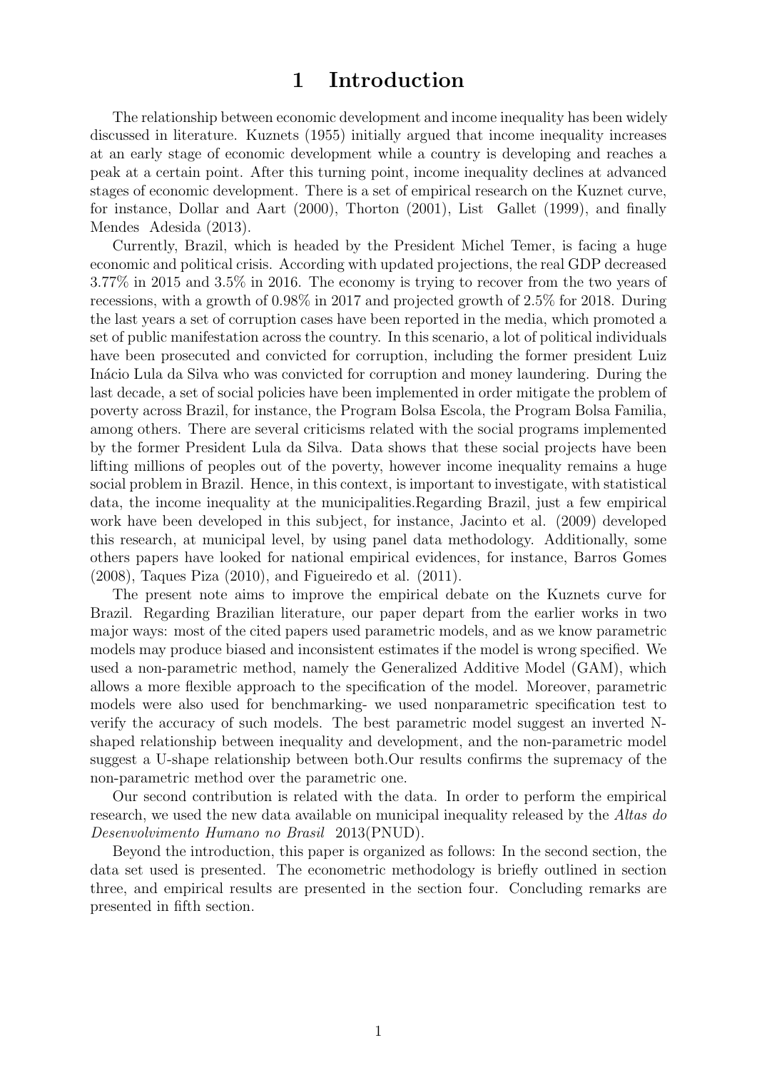# 1 Introduction

The relationship between economic development and income inequality has been widely discussed in literature. Kuznets (1955) initially argued that income inequality increases at an early stage of economic development while a country is developing and reaches a peak at a certain point. After this turning point, income inequality declines at advanced stages of economic development. There is a set of empirical research on the Kuznet curve, for instance, Dollar and Aart (2000), Thorton (2001), List Gallet (1999), and finally Mendes Adesida (2013).

Currently, Brazil, which is headed by the President Michel Temer, is facing a huge economic and political crisis. According with updated projections, the real GDP decreased 3.77% in 2015 and 3.5% in 2016. The economy is trying to recover from the two years of recessions, with a growth of 0.98% in 2017 and projected growth of 2.5% for 2018. During the last years a set of corruption cases have been reported in the media, which promoted a set of public manifestation across the country. In this scenario, a lot of political individuals have been prosecuted and convicted for corruption, including the former president Luiz Inácio Lula da Silva who was convicted for corruption and money laundering. During the last decade, a set of social policies have been implemented in order mitigate the problem of poverty across Brazil, for instance, the Program Bolsa Escola, the Program Bolsa Familia, among others. There are several criticisms related with the social programs implemented by the former President Lula da Silva. Data shows that these social projects have been lifting millions of peoples out of the poverty, however income inequality remains a huge social problem in Brazil. Hence, in this context, is important to investigate, with statistical data, the income inequality at the municipalities.Regarding Brazil, just a few empirical work have been developed in this subject, for instance, Jacinto et al. (2009) developed this research, at municipal level, by using panel data methodology. Additionally, some others papers have looked for national empirical evidences, for instance, Barros Gomes (2008), Taques Piza (2010), and Figueiredo et al. (2011).

The present note aims to improve the empirical debate on the Kuznets curve for Brazil. Regarding Brazilian literature, our paper depart from the earlier works in two major ways: most of the cited papers used parametric models, and as we know parametric models may produce biased and inconsistent estimates if the model is wrong specified. We used a non-parametric method, namely the Generalized Additive Model (GAM), which allows a more flexible approach to the specification of the model. Moreover, parametric models were also used for benchmarking- we used nonparametric specification test to verify the accuracy of such models. The best parametric model suggest an inverted N-shaped relationship between inequality and development, and the non-parametric model suggest a U-shape relationship between both.Our results confirms the supremacy of the non-parametric method over the parametric one.

Our second contribution is related with the data. In order to perform the empirical research, we used the new data available on municipal inequality released by the *Altas do Desenvolvimento Humano no Brasil* 2013(PNUD).

Beyond the introduction, this paper is organized as follows: In the second section, the data set used is presented. The econometric methodology is briefly outlined in section three, and empirical results are presented in the section four. Concluding remarks are presented in fifth section.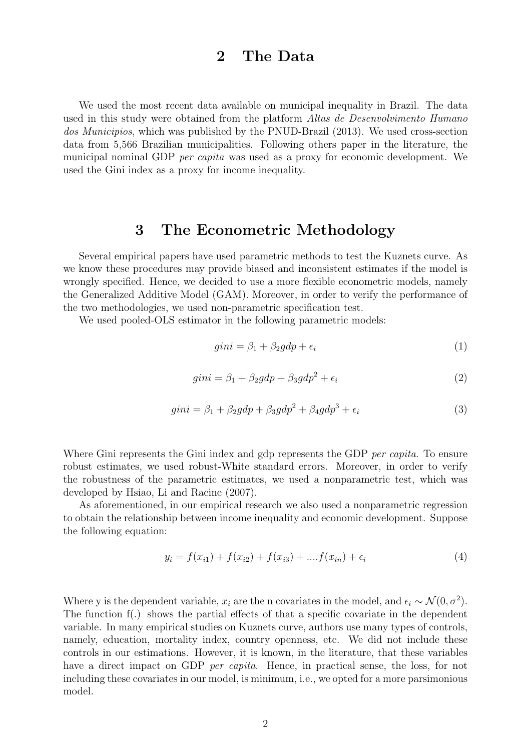## 2 The Data

We used the most recent data available on municipal inequality in Brazil. The data used in this study were obtained from the platform *Altas de Desenvolvimento Humano dos Municipios*, which was published by the PNUD-Brazil (2013). We used cross-section data from 5,566 Brazilian municipalities. Following others paper in the literature, the municipal nominal GDP *per capita* was used as a proxy for economic development. We used the Gini index as a proxy for income inequality.

## 3 The Econometric Methodology

Several empirical papers have used parametric methods to test the Kuznets curve. As we know these procedures may provide biased and inconsistent estimates if the model is wrongly specified. Hence, we decided to use a more flexible econometric models, namely the Generalized Additive Model (GAM). Moreover, in order to verify the performance of the two methodologies, we used non-parametric specification test.

We used pooled-OLS estimator in the following parametric models:

$$gini = \beta_1 + \beta_2 gdp + \epsilon_i \tag{1}$$

$$gini = \beta_1 + \beta_2 gdp + \beta_3 gdp^2 + \epsilon_i \tag{2}$$

$$gini = \beta_1 + \beta_2 gdp + \beta_3 gdp^2 + \beta_4 gdp^3 + \epsilon_i \tag{3}$$

Where Gini represents the Gini index and gdp represents the GDP *per capita*. To ensure robust estimates, we used robust-White standard errors. Moreover, in order to verify the robustness of the parametric estimates, we used a nonparametric test, which was developed by Hsiao, Li and Racine (2007).

As aforementioned, in our empirical research we also used a nonparametric regression to obtain the relationship between income inequality and economic development. Suppose the following equation:

$$y_i = f(x_{i1}) + f(x_{i2}) + f(x_{i3}) + ....f(x_{in}) + \epsilon_i \tag{4}$$

Where y is the dependent variable, $x_i$ are the n covariates in the model, and $\epsilon_i \sim \mathcal{N}(0, \sigma^2)$. The function f(.) shows the partial effects of that a specific covariate in the dependent variable. In many empirical studies on Kuznets curve, authors use many types of controls, namely, education, mortality index, country openness, etc. We did not include these controls in our estimations. However, it is known, in the literature, that these variables have a direct impact on GDP *per capita*. Hence, in practical sense, the loss, for not including these covariates in our model, is minimum, i.e., we opted for a more parsimonious model.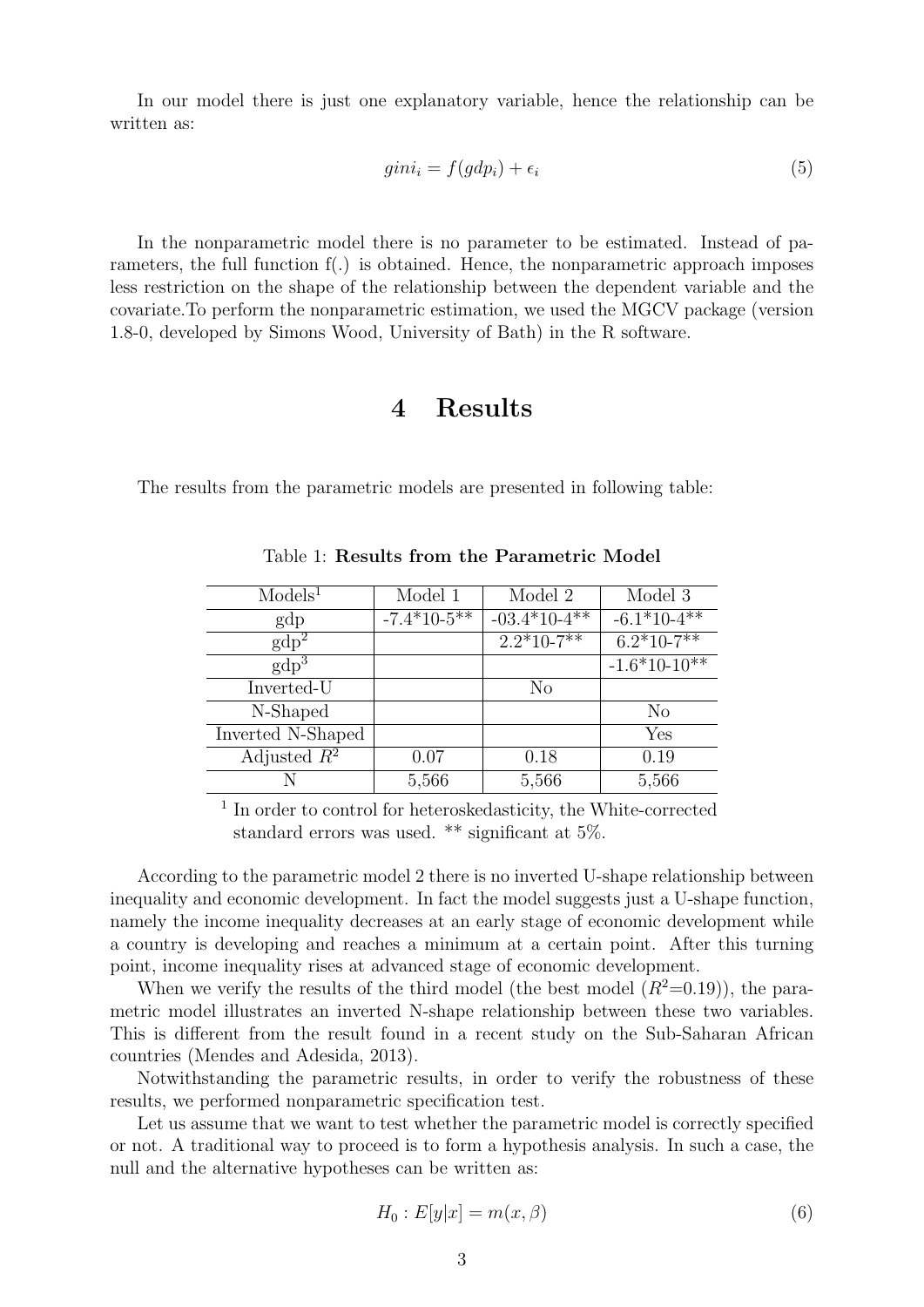In our model there is just one explanatory variable, hence the relationship can be written as:

$$gini_i = f(gdp_i) + \epsilon_i \tag{5}$$

In the nonparametric model there is no parameter to be estimated. Instead of parameters, the full function f(.) is obtained. Hence, the nonparametric approach imposes less restriction on the shape of the relationship between the dependent variable and the covariate.To perform the nonparametric estimation, we used the MGCV package (version 1.8-0, developed by Simons Wood, University of Bath) in the R software.

# 4 Results

The results from the parametric models are presented in following table:

Table 1: **Results from the Parametric Model**

| Models[1] | Model 1 | Model 2 | Model 3 |
|---|---|---|---|
| gdp | -7.4*10-5** | -03.4*10-4** | -6.1*10-4** |
| $gdp^2$ | | 2.2*10-7** | 6.2*10-7** |
| $gdp^3$ | | | -1.6*10-10** |
| Inverted-U | | No | |
| N-Shaped | | | No |
| Inverted N-Shaped | | | Yes |
| Adjusted $R^2$ | 0.07 | 0.18 | 0.19 |
| N | 5,566 | 5,566 | 5,566 |

[1] In order to control for heteroskedasticity, the White-corrected standard errors was used. ** significant at 5%.

According to the parametric model 2 there is no inverted U-shape relationship between inequality and economic development. In fact the model suggests just a U-shape function, namely the income inequality decreases at an early stage of economic development while a country is developing and reaches a minimum at a certain point. After this turning point, income inequality rises at advanced stage of economic development.

When we verify the results of the third model (the best model ($R^2$=0.19)), the parametric model illustrates an inverted N-shape relationship between these two variables. This is different from the result found in a recent study on the Sub-Saharan African countries (Mendes and Adesida, 2013).

Notwithstanding the parametric results, in order to verify the robustness of these results, we performed nonparametric specification test.

Let us assume that we want to test whether the parametric model is correctly specified or not. A traditional way to proceed is to form a hypothesis analysis. In such a case, the null and the alternative hypotheses can be written as:

$$H_0 : E[y|x] = m(x, \beta) \tag{6}$$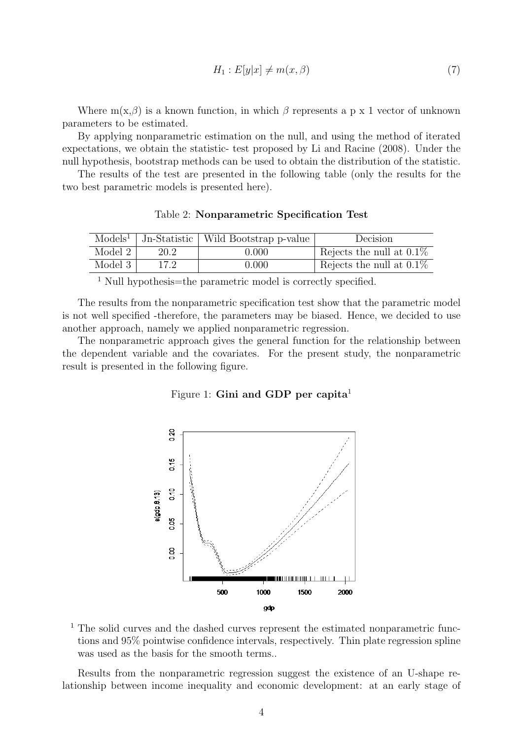$$H_1 : E[y|x] \neq m(x, \beta) \tag{7}$$

Where m(x,$\beta$) is a known function, in which $\beta$ represents a p x 1 vector of unknown parameters to be estimated.

By applying nonparametric estimation on the null, and using the method of iterated expectations, we obtain the statistic- test proposed by Li and Racine (2008). Under the null hypothesis, bootstrap methods can be used to obtain the distribution of the statistic.

The results of the test are presented in the following table (only the results for the two best parametric models is presented here).

Table 2: **Nonparametric Specification Test**

| Models[1] | Jn-Statistic | Wild Bootstrap p-value | Decision |
|---|---|---|---|
| Model 2 | 20.2 | 0.000 | Rejects the null at 0.1% |
| Model 3 | 17.2 | 0.000 | Rejects the null at 0.1% |

[1] Null hypothesis=the parametric model is correctly specified.

The results from the nonparametric specification test show that the parametric model is not well specified -therefore, the parameters may be biased. Hence, we decided to use another approach, namely we applied nonparametric regression.

The nonparametric approach gives the general function for the relationship between the dependent variable and the covariates. For the present study, the nonparametric result is presented in the following figure.

Figure 1: **Gini and GDP per capita**[1]

s(gdp,8.13)
0.20
0.15
0.10
0.05
0.00
500
1000
1500
2000
gdp

[1] The solid curves and the dashed curves represent the estimated nonparametric functions and 95% pointwise confidence intervals, respectively. Thin plate regression spline was used as the basis for the smooth terms..

Results from the nonparametric regression suggest the existence of an U-shape relationship between income inequality and economic development: at an early stage of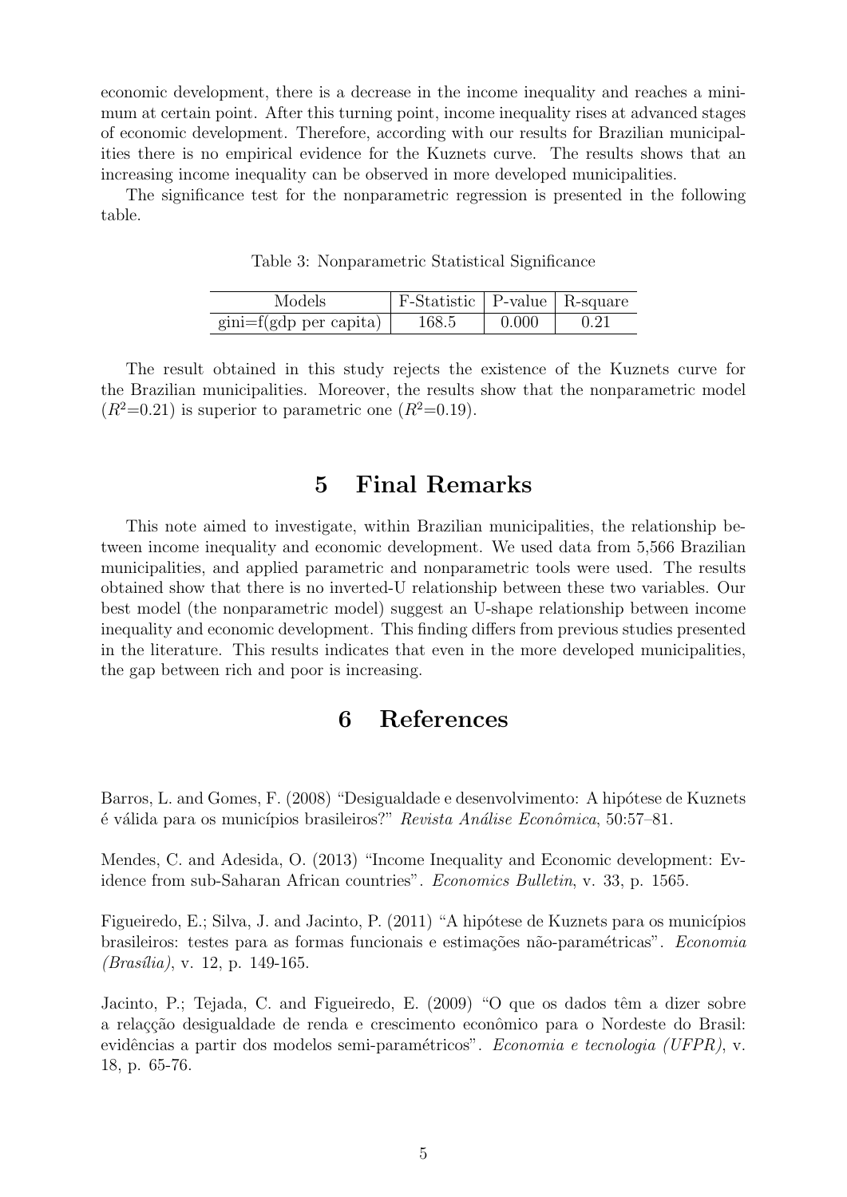economic development, there is a decrease in the income inequality and reaches a minimum at certain point. After this turning point, income inequality rises at advanced stages of economic development. Therefore, according with our results for Brazilian municipalities there is no empirical evidence for the Kuznets curve. The results shows that an increasing income inequality can be observed in more developed municipalities.

The significance test for the nonparametric regression is presented in the following table.

Table 3: Nonparametric Statistical Significance

| Models | F-Statistic | P-value | R-square |
|---|---|---|---|
| gini=f(gdp per capita) | 168.5 | 0.000 | 0.21 |

The result obtained in this study rejects the existence of the Kuznets curve for the Brazilian municipalities. Moreover, the results show that the nonparametric model ($R^2$=0.21) is superior to parametric one ($R^2$=0.19).

# 5 Final Remarks

This note aimed to investigate, within Brazilian municipalities, the relationship between income inequality and economic development. We used data from 5,566 Brazilian municipalities, and applied parametric and nonparametric tools were used. The results obtained show that there is no inverted-U relationship between these two variables. Our best model (the nonparametric model) suggest an U-shape relationship between income inequality and economic development. This finding differs from previous studies presented in the literature. This results indicates that even in the more developed municipalities, the gap between rich and poor is increasing.

# 6 References

Barros, L. and Gomes, F. (2008) "Desigualdade e desenvolvimento: A hipótese de Kuznets é válida para os municípios brasileiros?" *Revista Análise Econômica*, 50:57–81.

Mendes, C. and Adesida, O. (2013) "Income Inequality and Economic development: Evidence from sub-Saharan African countries". *Economics Bulletin*, v. 33, p. 1565.

Figueiredo, E.; Silva, J. and Jacinto, P. (2011) "A hipótese de Kuznets para os municípios brasileiros: testes para as formas funcionais e estimações não-paramétricas". *Economia (Brasília)*, v. 12, p. 149-165.

Jacinto, P.; Tejada, C. and Figueiredo, E. (2009) "O que os dados têm a dizer sobre a relaçção desigualdade de renda e crescimento econômico para o Nordeste do Brasil: evidências a partir dos modelos semi-paramétricos". *Economia e tecnologia (UFPR)*, v. 18, p. 65-76.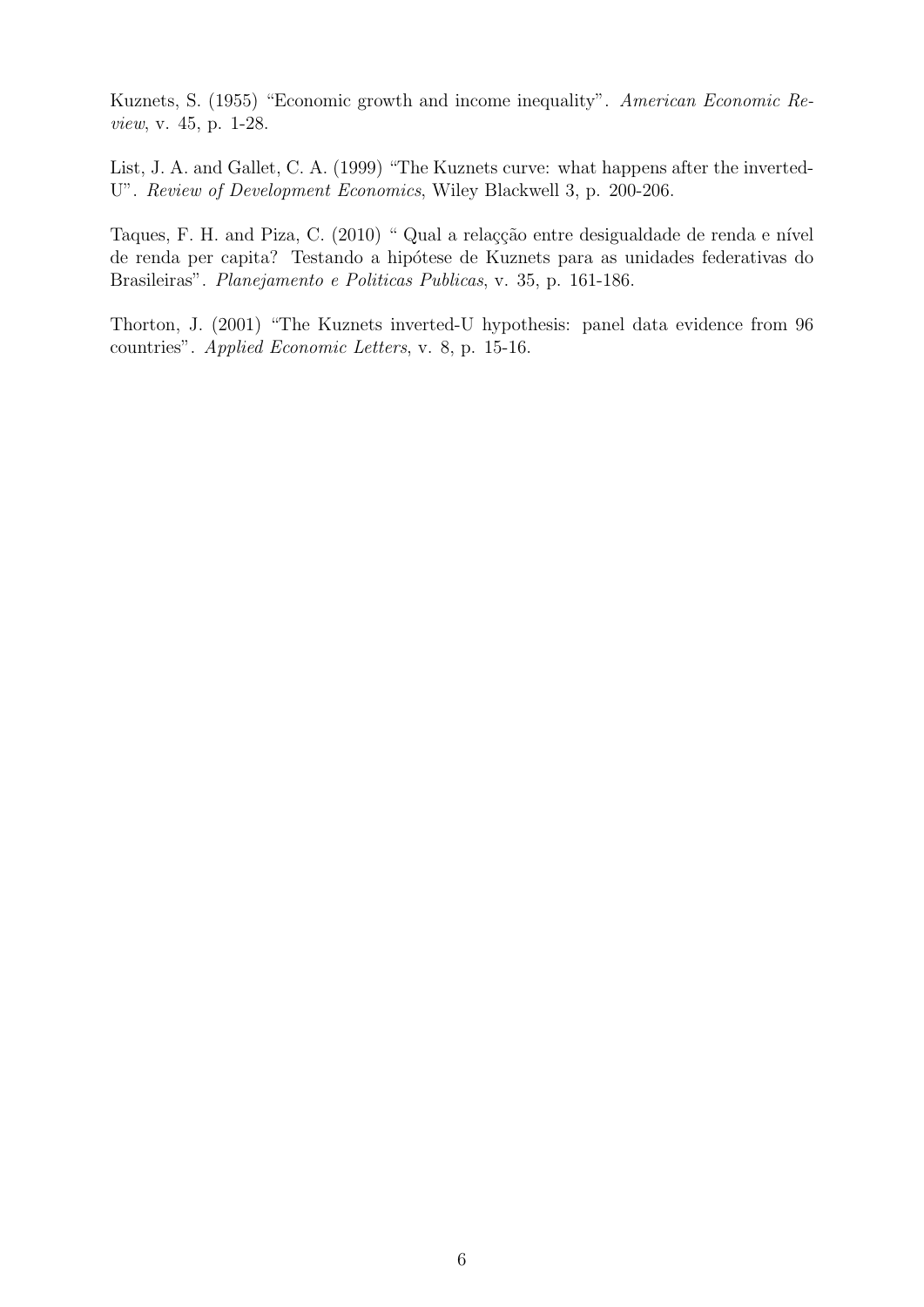Kuznets, S. (1955) "Economic growth and income inequality". *American Economic Review*, v. 45, p. 1-28.

List, J. A. and Gallet, C. A. (1999) "The Kuznets curve: what happens after the inverted-U". *Review of Development Economics*, Wiley Blackwell 3, p. 200-206.

Taques, F. H. and Piza, C. (2010) " Qual a relaçção entre desigualdade de renda e nível de renda per capita? Testando a hipótese de Kuznets para as unidades federativas do Brasileiras". *Planejamento e Politicas Publicas*, v. 35, p. 161-186.

Thorton, J. (2001) "The Kuznets inverted-U hypothesis: panel data evidence from 96 countries". *Applied Economic Letters*, v. 8, p. 15-16.